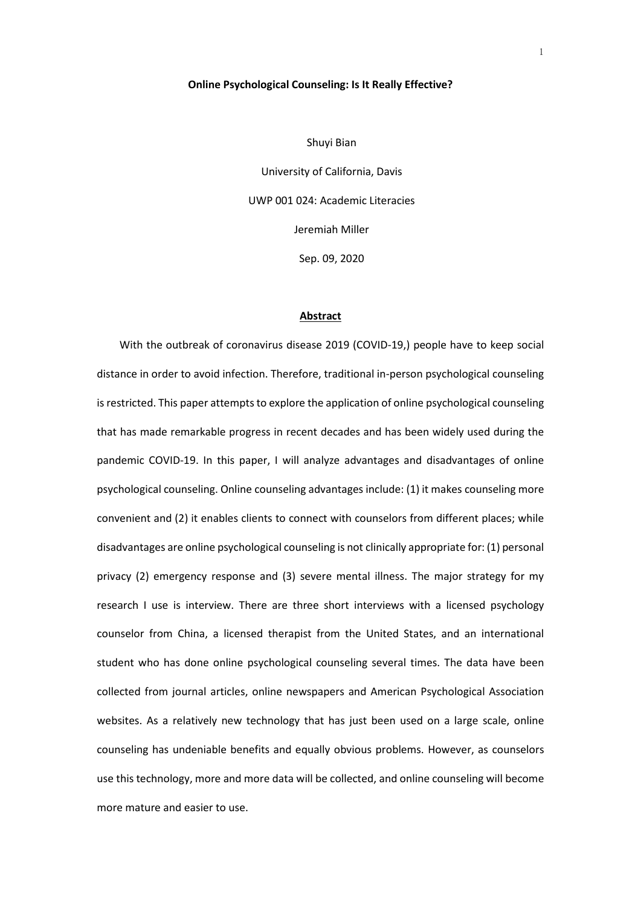**Online Psychological Counseling: Is It Really Effective?**

Shuyi Bian

University of California, Davis

UWP 001 024: Academic Literacies

Jeremiah Miller

Sep. 09, 2020

## Abstract

With the outbreak of coronavirus disease 2019 (COVID-19,) people have to keep social distance in order to avoid infection. Therefore, traditional in-person psychological counseling is restricted. This paper attempts to explore the application of online psychological counseling that has made remarkable progress in recent decades and has been widely used during the pandemic COVID-19. In this paper, I will analyze advantages and disadvantages of online psychological counseling. Online counseling advantages include: (1) it makes counseling more convenient and (2) it enables clients to connect with counselors from different places; while disadvantages are online psychological counseling is not clinically appropriate for: (1) personal privacy (2) emergency response and (3) severe mental illness. The major strategy for my research I use is interview. There are three short interviews with a licensed psychology counselor from China, a licensed therapist from the United States, and an international student who has done online psychological counseling several times. The data have been collected from journal articles, online newspapers and American Psychological Association websites. As a relatively new technology that has just been used on a large scale, online counseling has undeniable benefits and equally obvious problems. However, as counselors use this technology, more and more data will be collected, and online counseling will become more mature and easier to use.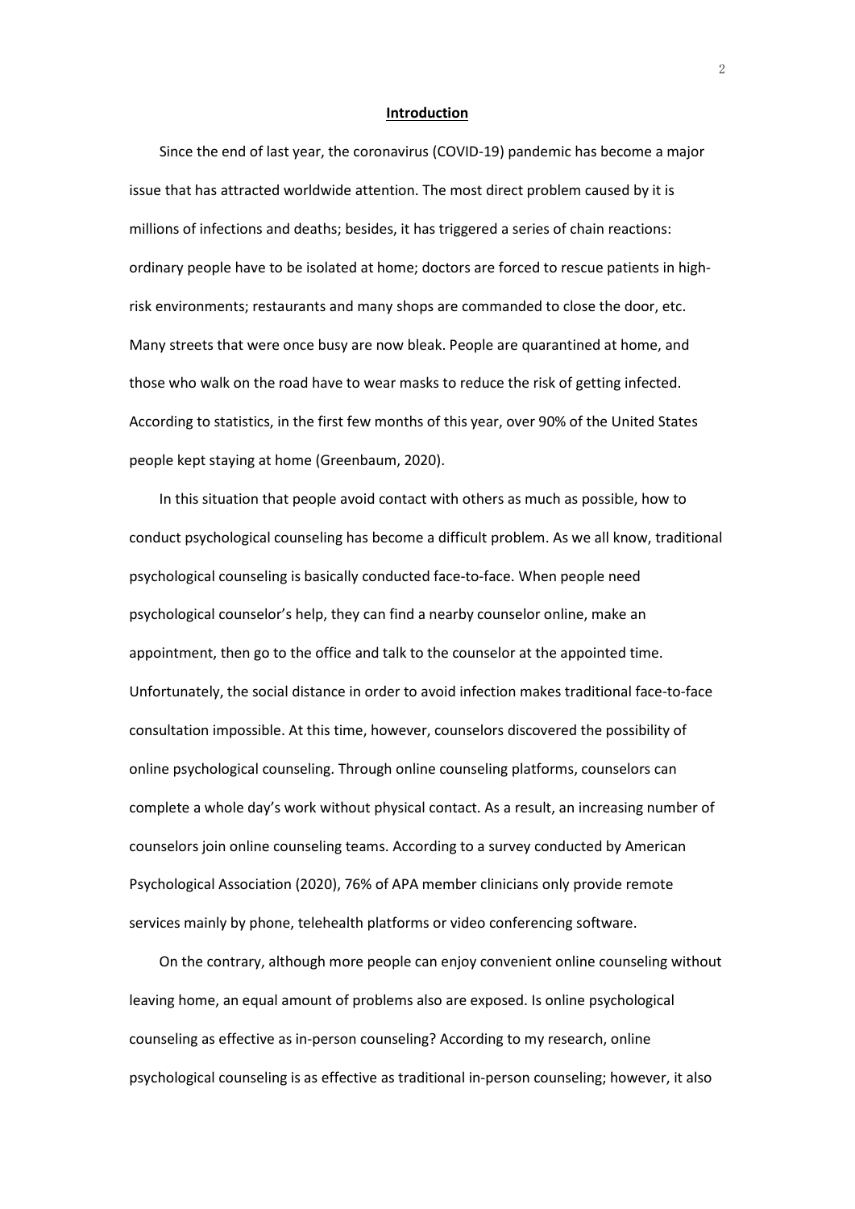## Introduction

Since the end of last year, the coronavirus (COVID-19) pandemic has become a major issue that has attracted worldwide attention. The most direct problem caused by it is millions of infections and deaths; besides, it has triggered a series of chain reactions: ordinary people have to be isolated at home; doctors are forced to rescue patients in high-risk environments; restaurants and many shops are commanded to close the door, etc. Many streets that were once busy are now bleak. People are quarantined at home, and those who walk on the road have to wear masks to reduce the risk of getting infected. According to statistics, in the first few months of this year, over 90% of the United States people kept staying at home (Greenbaum, 2020).

In this situation that people avoid contact with others as much as possible, how to conduct psychological counseling has become a difficult problem. As we all know, traditional psychological counseling is basically conducted face-to-face. When people need psychological counselor's help, they can find a nearby counselor online, make an appointment, then go to the office and talk to the counselor at the appointed time. Unfortunately, the social distance in order to avoid infection makes traditional face-to-face consultation impossible. At this time, however, counselors discovered the possibility of online psychological counseling. Through online counseling platforms, counselors can complete a whole day's work without physical contact. As a result, an increasing number of counselors join online counseling teams. According to a survey conducted by American Psychological Association (2020), 76% of APA member clinicians only provide remote services mainly by phone, telehealth platforms or video conferencing software.

On the contrary, although more people can enjoy convenient online counseling without leaving home, an equal amount of problems also are exposed. Is online psychological counseling as effective as in-person counseling? According to my research, online psychological counseling is as effective as traditional in-person counseling; however, it also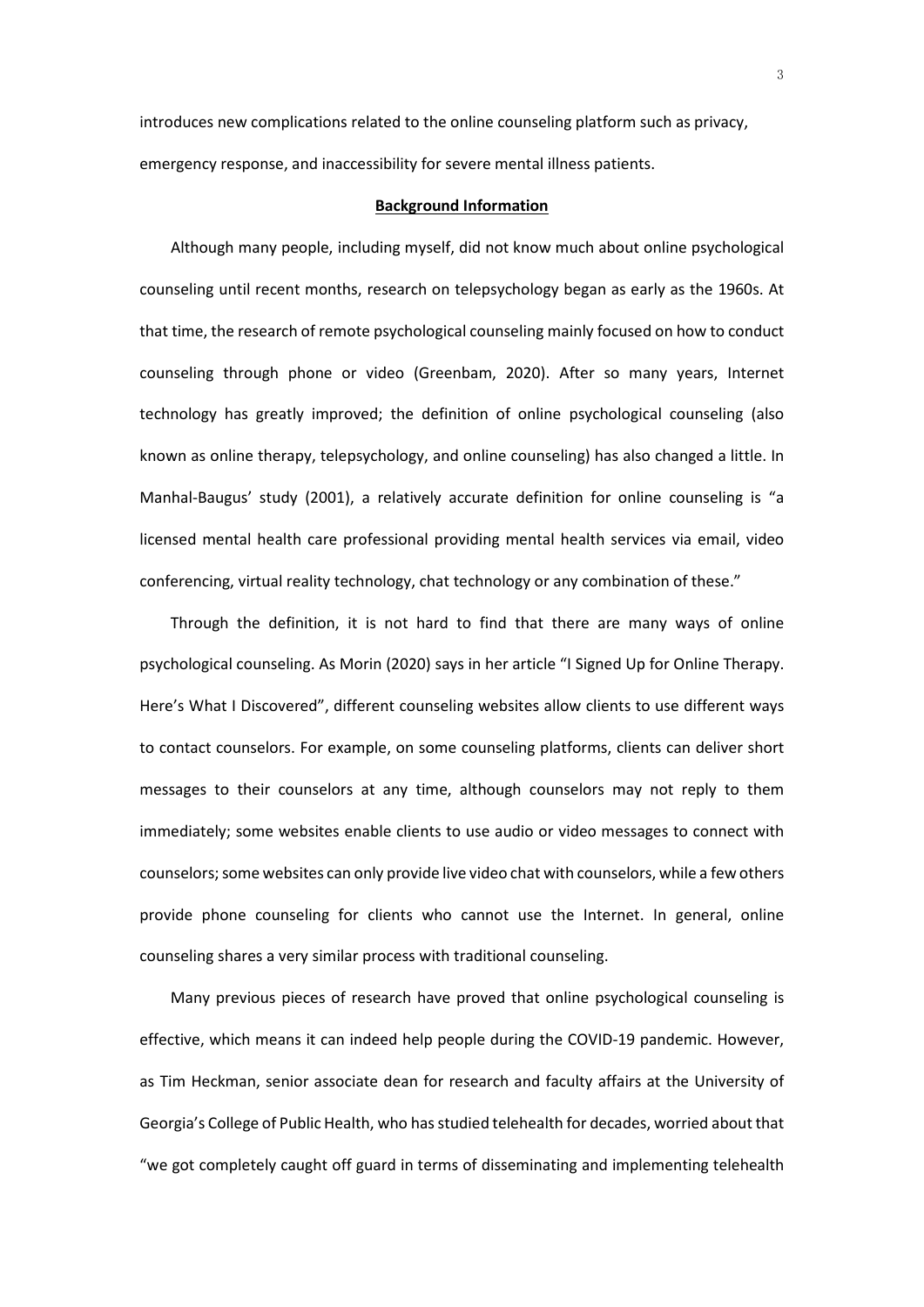introduces new complications related to the online counseling platform such as privacy, emergency response, and inaccessibility for severe mental illness patients.

## Background Information

Although many people, including myself, did not know much about online psychological counseling until recent months, research on telepsychology began as early as the 1960s. At that time, the research of remote psychological counseling mainly focused on how to conduct counseling through phone or video (Greenbam, 2020). After so many years, Internet technology has greatly improved; the definition of online psychological counseling (also known as online therapy, telepsychology, and online counseling) has also changed a little. In Manhal-Baugus' study (2001), a relatively accurate definition for online counseling is "a licensed mental health care professional providing mental health services via email, video conferencing, virtual reality technology, chat technology or any combination of these."

Through the definition, it is not hard to find that there are many ways of online psychological counseling. As Morin (2020) says in her article "I Signed Up for Online Therapy. Here's What I Discovered", different counseling websites allow clients to use different ways to contact counselors. For example, on some counseling platforms, clients can deliver short messages to their counselors at any time, although counselors may not reply to them immediately; some websites enable clients to use audio or video messages to connect with counselors; some websites can only provide live video chat with counselors, while a few others provide phone counseling for clients who cannot use the Internet. In general, online counseling shares a very similar process with traditional counseling.

Many previous pieces of research have proved that online psychological counseling is effective, which means it can indeed help people during the COVID-19 pandemic. However, as Tim Heckman, senior associate dean for research and faculty affairs at the University of Georgia's College of Public Health, who has studied telehealth for decades, worried about that "we got completely caught off guard in terms of disseminating and implementing telehealth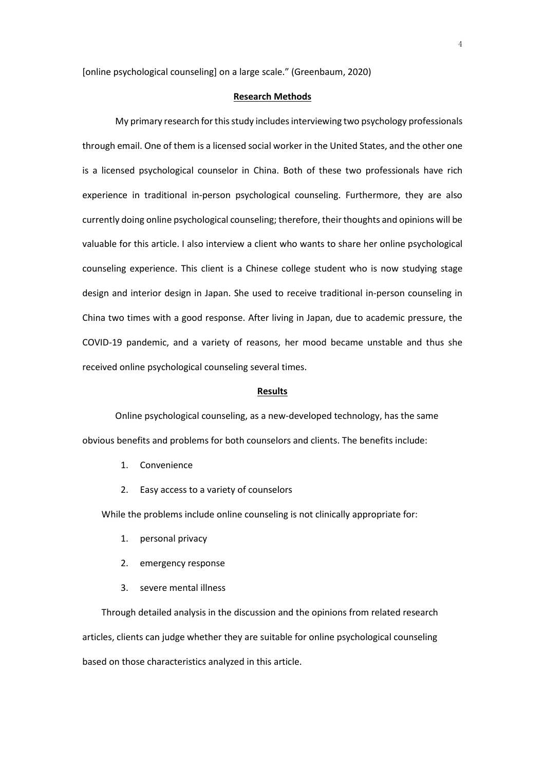[online psychological counseling] on a large scale." (Greenbaum, 2020)

## Research Methods

My primary research for this study includes interviewing two psychology professionals through email. One of them is a licensed social worker in the United States, and the other one is a licensed psychological counselor in China. Both of these two professionals have rich experience in traditional in-person psychological counseling. Furthermore, they are also currently doing online psychological counseling; therefore, their thoughts and opinions will be valuable for this article. I also interview a client who wants to share her online psychological counseling experience. This client is a Chinese college student who is now studying stage design and interior design in Japan. She used to receive traditional in-person counseling in China two times with a good response. After living in Japan, due to academic pressure, the COVID-19 pandemic, and a variety of reasons, her mood became unstable and thus she received online psychological counseling several times.

## Results

Online psychological counseling, as a new-developed technology, has the same obvious benefits and problems for both counselors and clients. The benefits include:

1. Convenience
2. Easy access to a variety of counselors

While the problems include online counseling is not clinically appropriate for:

1. personal privacy
2. emergency response
3. severe mental illness

Through detailed analysis in the discussion and the opinions from related research articles, clients can judge whether they are suitable for online psychological counseling based on those characteristics analyzed in this article.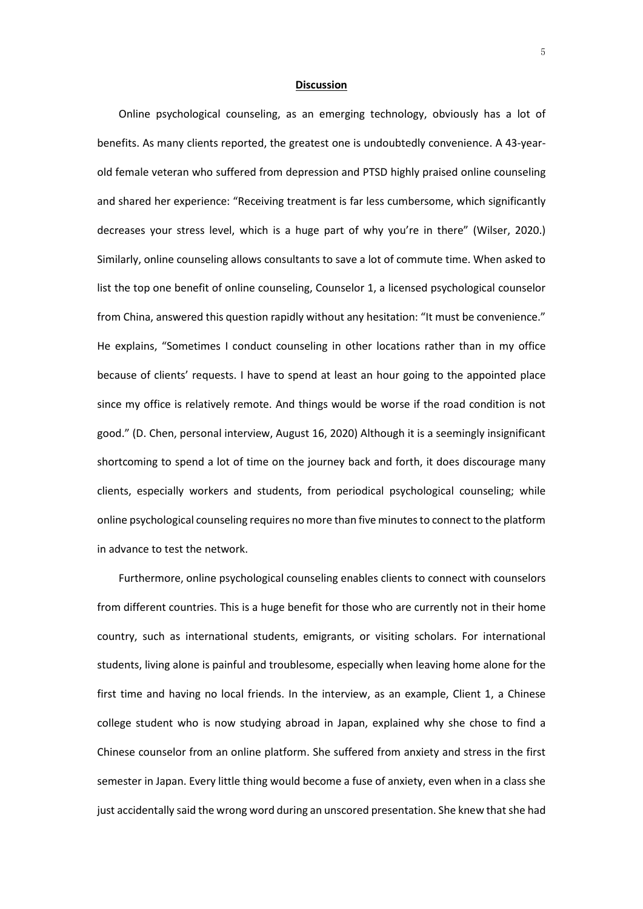## **Discussion**

Online psychological counseling, as an emerging technology, obviously has a lot of benefits. As many clients reported, the greatest one is undoubtedly convenience. A 43-year-old female veteran who suffered from depression and PTSD highly praised online counseling and shared her experience: "Receiving treatment is far less cumbersome, which significantly decreases your stress level, which is a huge part of why you're in there" (Wilser, 2020.) Similarly, online counseling allows consultants to save a lot of commute time. When asked to list the top one benefit of online counseling, Counselor 1, a licensed psychological counselor from China, answered this question rapidly without any hesitation: "It must be convenience." He explains, "Sometimes I conduct counseling in other locations rather than in my office because of clients' requests. I have to spend at least an hour going to the appointed place since my office is relatively remote. And things would be worse if the road condition is not good." (D. Chen, personal interview, August 16, 2020) Although it is a seemingly insignificant shortcoming to spend a lot of time on the journey back and forth, it does discourage many clients, especially workers and students, from periodical psychological counseling; while online psychological counseling requires no more than five minutes to connect to the platform in advance to test the network.

Furthermore, online psychological counseling enables clients to connect with counselors from different countries. This is a huge benefit for those who are currently not in their home country, such as international students, emigrants, or visiting scholars. For international students, living alone is painful and troublesome, especially when leaving home alone for the first time and having no local friends. In the interview, as an example, Client 1, a Chinese college student who is now studying abroad in Japan, explained why she chose to find a Chinese counselor from an online platform. She suffered from anxiety and stress in the first semester in Japan. Every little thing would become a fuse of anxiety, even when in a class she just accidentally said the wrong word during an unscored presentation. She knew that she had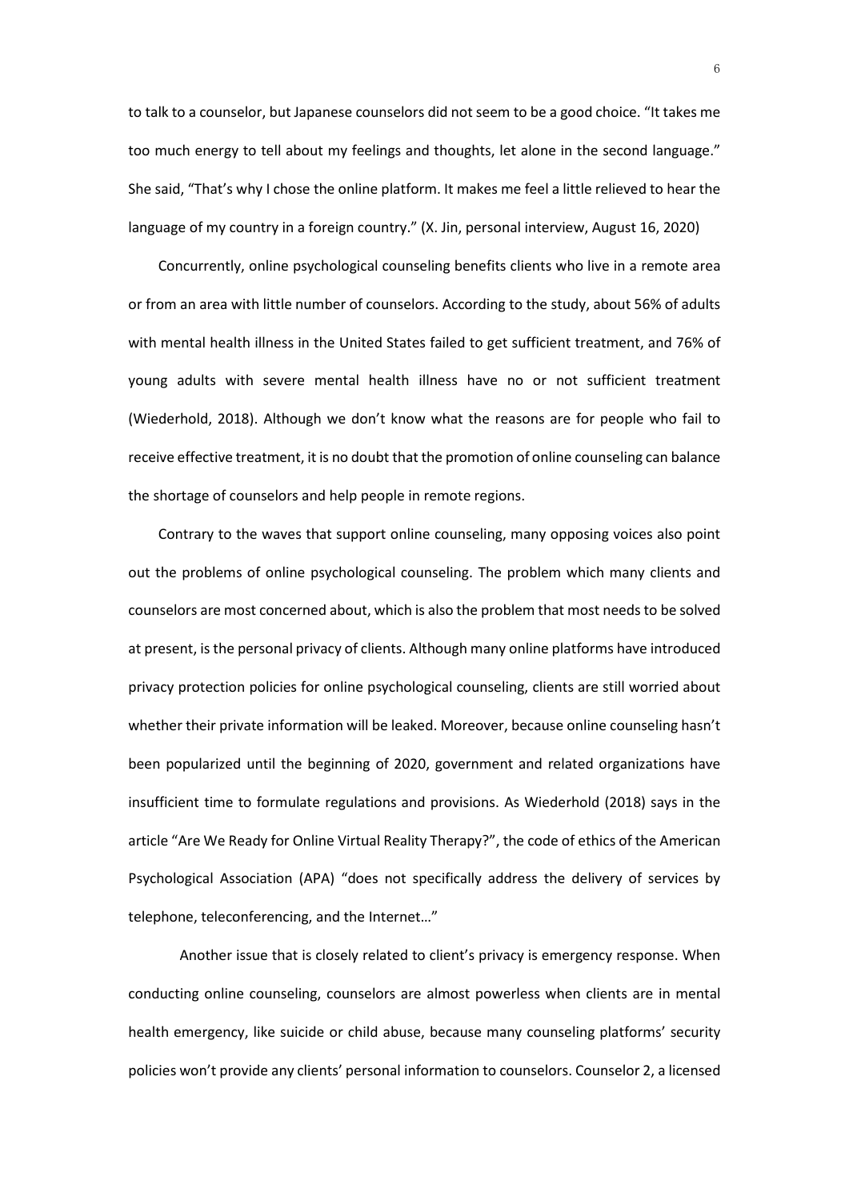to talk to a counselor, but Japanese counselors did not seem to be a good choice. "It takes me too much energy to tell about my feelings and thoughts, let alone in the second language." She said, "That's why I chose the online platform. It makes me feel a little relieved to hear the language of my country in a foreign country." (X. Jin, personal interview, August 16, 2020)

Concurrently, online psychological counseling benefits clients who live in a remote area or from an area with little number of counselors. According to the study, about 56% of adults with mental health illness in the United States failed to get sufficient treatment, and 76% of young adults with severe mental health illness have no or not sufficient treatment (Wiederhold, 2018). Although we don't know what the reasons are for people who fail to receive effective treatment, it is no doubt that the promotion of online counseling can balance the shortage of counselors and help people in remote regions.

Contrary to the waves that support online counseling, many opposing voices also point out the problems of online psychological counseling. The problem which many clients and counselors are most concerned about, which is also the problem that most needs to be solved at present, is the personal privacy of clients. Although many online platforms have introduced privacy protection policies for online psychological counseling, clients are still worried about whether their private information will be leaked. Moreover, because online counseling hasn't been popularized until the beginning of 2020, government and related organizations have insufficient time to formulate regulations and provisions. As Wiederhold (2018) says in the article "Are We Ready for Online Virtual Reality Therapy?", the code of ethics of the American Psychological Association (APA) "does not specifically address the delivery of services by telephone, teleconferencing, and the Internet…"

Another issue that is closely related to client's privacy is emergency response. When conducting online counseling, counselors are almost powerless when clients are in mental health emergency, like suicide or child abuse, because many counseling platforms' security policies won't provide any clients' personal information to counselors. Counselor 2, a licensed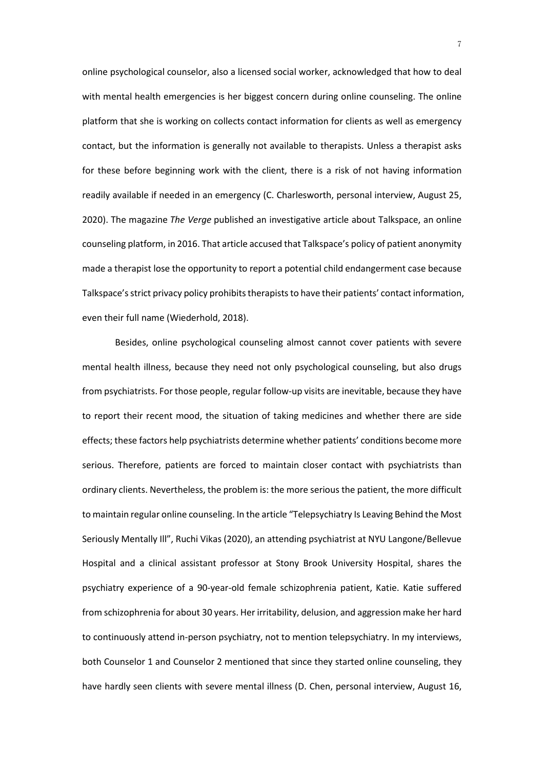online psychological counselor, also a licensed social worker, acknowledged that how to deal with mental health emergencies is her biggest concern during online counseling. The online platform that she is working on collects contact information for clients as well as emergency contact, but the information is generally not available to therapists. Unless a therapist asks for these before beginning work with the client, there is a risk of not having information readily available if needed in an emergency (C. Charlesworth, personal interview, August 25, 2020). The magazine *The Verge* published an investigative article about Talkspace, an online counseling platform, in 2016. That article accused that Talkspace's policy of patient anonymity made a therapist lose the opportunity to report a potential child endangerment case because Talkspace's strict privacy policy prohibits therapists to have their patients' contact information, even their full name (Wiederhold, 2018).

Besides, online psychological counseling almost cannot cover patients with severe mental health illness, because they need not only psychological counseling, but also drugs from psychiatrists. For those people, regular follow-up visits are inevitable, because they have to report their recent mood, the situation of taking medicines and whether there are side effects; these factors help psychiatrists determine whether patients' conditions become more serious. Therefore, patients are forced to maintain closer contact with psychiatrists than ordinary clients. Nevertheless, the problem is: the more serious the patient, the more difficult to maintain regular online counseling. In the article "Telepsychiatry Is Leaving Behind the Most Seriously Mentally Ill", Ruchi Vikas (2020), an attending psychiatrist at NYU Langone/Bellevue Hospital and a clinical assistant professor at Stony Brook University Hospital, shares the psychiatry experience of a 90-year-old female schizophrenia patient, Katie. Katie suffered from schizophrenia for about 30 years. Her irritability, delusion, and aggression make her hard to continuously attend in-person psychiatry, not to mention telepsychiatry. In my interviews, both Counselor 1 and Counselor 2 mentioned that since they started online counseling, they have hardly seen clients with severe mental illness (D. Chen, personal interview, August 16,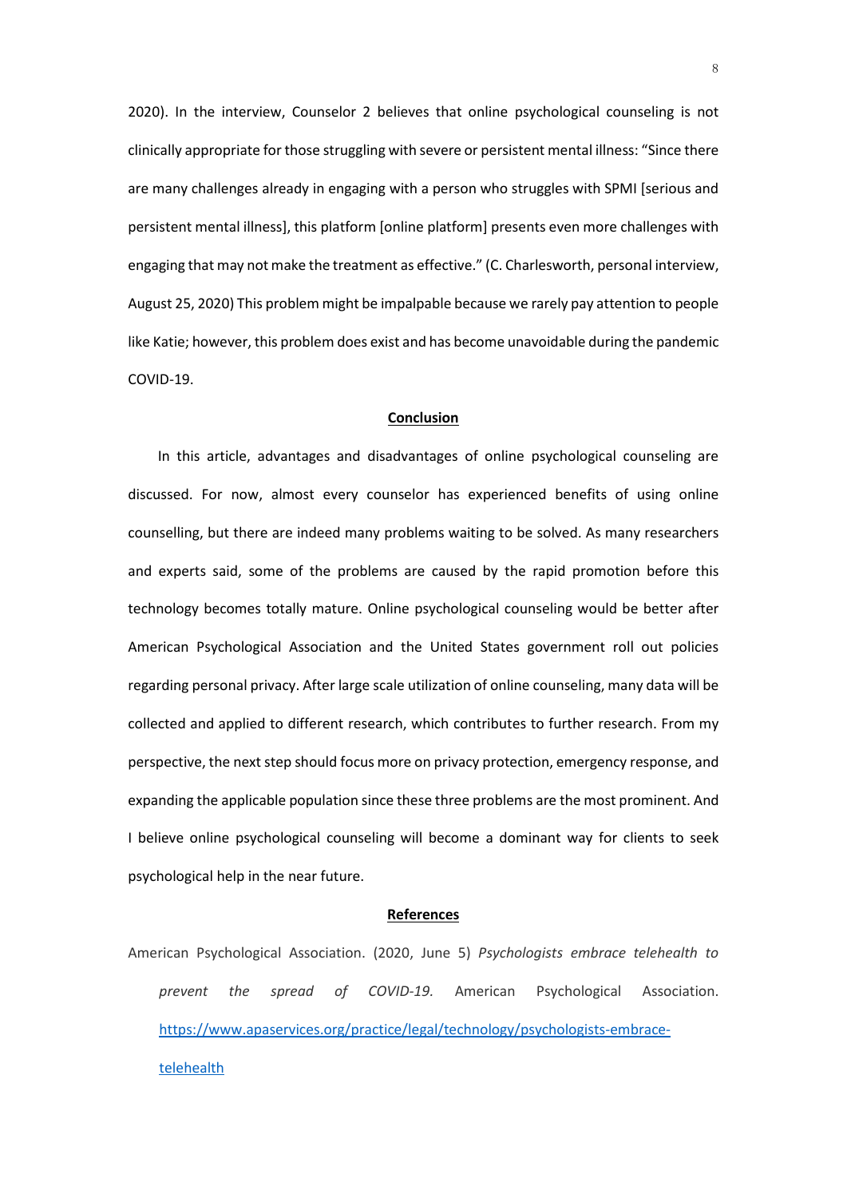2020). In the interview, Counselor 2 believes that online psychological counseling is not clinically appropriate for those struggling with severe or persistent mental illness: "Since there are many challenges already in engaging with a person who struggles with SPMI [serious and persistent mental illness], this platform [online platform] presents even more challenges with engaging that may not make the treatment as effective." (C. Charlesworth, personal interview, August 25, 2020) This problem might be impalpable because we rarely pay attention to people like Katie; however, this problem does exist and has become unavoidable during the pandemic COVID-19.

## Conclusion

In this article, advantages and disadvantages of online psychological counseling are discussed. For now, almost every counselor has experienced benefits of using online counselling, but there are indeed many problems waiting to be solved. As many researchers and experts said, some of the problems are caused by the rapid promotion before this technology becomes totally mature. Online psychological counseling would be better after American Psychological Association and the United States government roll out policies regarding personal privacy. After large scale utilization of online counseling, many data will be collected and applied to different research, which contributes to further research. From my perspective, the next step should focus more on privacy protection, emergency response, and expanding the applicable population since these three problems are the most prominent. And I believe online psychological counseling will become a dominant way for clients to seek psychological help in the near future.

## References

American Psychological Association. (2020, June 5) *Psychologists embrace telehealth to prevent the spread of COVID-19.* American Psychological Association. https://www.apaservices.org/practice/legal/technology/psychologists-embrace-telehealth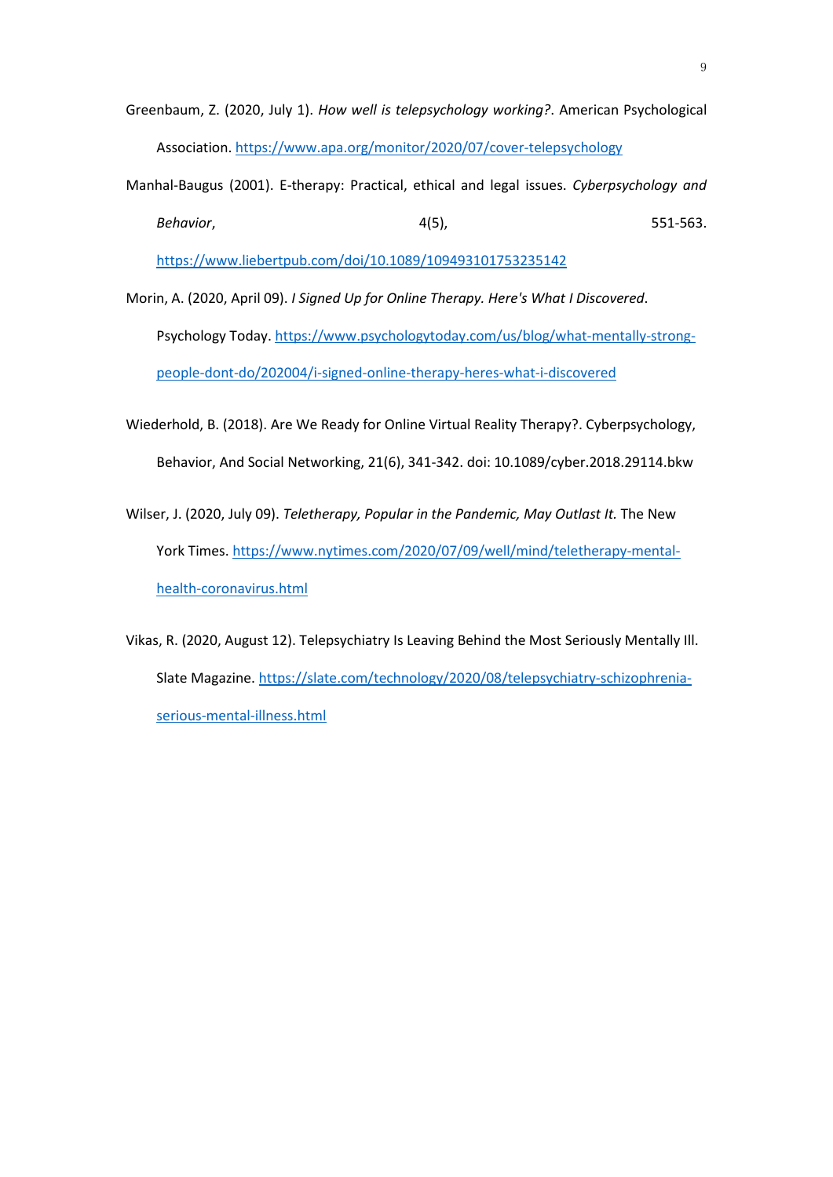Greenbaum, Z. (2020, July 1). *How well is telepsychology working?*. American Psychological Association. https://www.apa.org/monitor/2020/07/cover-telepsychology

Manhal-Baugus (2001). E-therapy: Practical, ethical and legal issues. *Cyberpsychology and Behavior*, 4(5), 551-563. https://www.liebertpub.com/doi/10.1089/109493101753235142

Morin, A. (2020, April 09). *I Signed Up for Online Therapy. Here's What I Discovered.* Psychology Today. https://www.psychologytoday.com/us/blog/what-mentally-strong-people-dont-do/202004/i-signed-online-therapy-heres-what-i-discovered

Wiederhold, B. (2018). Are We Ready for Online Virtual Reality Therapy?. Cyberpsychology, Behavior, And Social Networking, 21(6), 341-342. doi: 10.1089/cyber.2018.29114.bkw

Wilser, J. (2020, July 09). *Teletherapy, Popular in the Pandemic, May Outlast It.* The New York Times. https://www.nytimes.com/2020/07/09/well/mind/teletherapy-mental-health-coronavirus.html

Vikas, R. (2020, August 12). Telepsychiatry Is Leaving Behind the Most Seriously Mentally Ill. Slate Magazine. https://slate.com/technology/2020/08/telepsychiatry-schizophrenia-serious-mental-illness.html